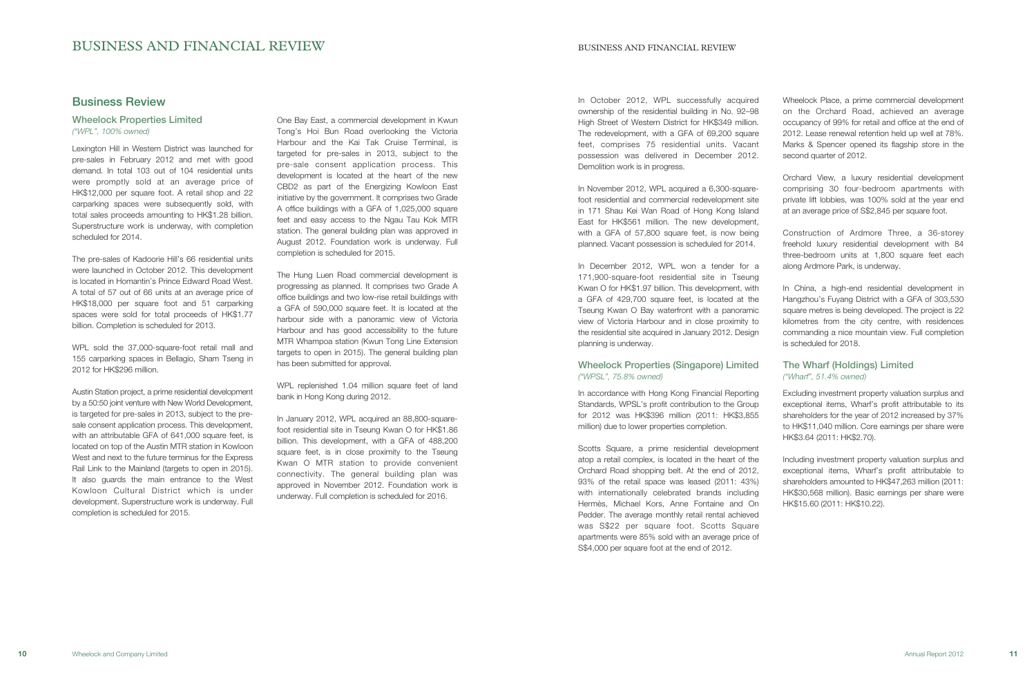# BUSINESS AND FINANCIAL REVIEW

## Business Review

### Wheelock Properties Limited

*("WPL", 100% owned)*

Lexington Hill in Western District was launched for pre-sales in February 2012 and met with good demand. In total 103 out of 104 residential units were promptly sold at an average price of HK$12,000 per square foot. A retail shop and 22 carparking spaces were subsequently sold, with total sales proceeds amounting to HK$1.28 billion. Superstructure work is underway, with completion scheduled for 2014.

The pre-sales of Kadoorie Hill's 66 residential units were launched in October 2012. This development is located in Homantin's Prince Edward Road West. A total of 57 out of 66 units at an average price of HK$18,000 per square foot and 51 carparking spaces were sold for total proceeds of HK$1.77 billion. Completion is scheduled for 2013.

WPL sold the 37,000-square-foot retail mall and 155 carparking spaces in Bellagio, Sham Tseng in 2012 for HK$296 million.

Austin Station project, a prime residential development by a 50:50 joint venture with New World Development, is targeted for pre-sales in 2013, subject to the pre-sale consent application process. This development, with an attributable GFA of 641,000 square feet, is located on top of the Austin MTR station in Kowloon West and next to the future terminus for the Express Rail Link to the Mainland (targets to open in 2015). It also guards the main entrance to the West Kowloon Cultural District which is under development. Superstructure work is underway. Full completion is scheduled for 2015.

One Bay East, a commercial development in Kwun Tong's Hoi Bun Road overlooking the Victoria Harbour and the Kai Tak Cruise Terminal, is targeted for pre-sales in 2013, subject to the pre-sale consent application process. This development is located at the heart of the new CBD2 as part of the Energizing Kowloon East initiative by the government. It comprises two Grade A office buildings with a GFA of 1,025,000 square feet and easy access to the Ngau Tau Kok MTR station. The general building plan was approved in August 2012. Foundation work is underway. Full completion is scheduled for 2015.

The Hung Luen Road commercial development is progressing as planned. It comprises two Grade A office buildings and two low-rise retail buildings with a GFA of 590,000 square feet. It is located at the harbour side with a panoramic view of Victoria Harbour and has good accessibility to the future MTR Whampoa station (Kwun Tong Line Extension targets to open in 2015). The general building plan has been submitted for approval.

WPL replenished 1.04 million square feet of land bank in Hong Kong during 2012.

In January 2012, WPL acquired an 88,800-square-foot residential site in Tseung Kwan O for HK$1.86 billion. This development, with a GFA of 488,200 square feet, is in close proximity to the Tseung Kwan O MTR station to provide convenient connectivity. The general building plan was approved in November 2012. Foundation work is underway. Full completion is scheduled for 2016.

In October 2012, WPL successfully acquired ownership of the residential building in No. 92–98 High Street of Western District for HK$349 million. The redevelopment, with a GFA of 69,200 square feet, comprises 75 residential units. Vacant possession was delivered in December 2012. Demolition work is in progress.

In November 2012, WPL acquired a 6,300-square-foot residential and commercial redevelopment site in 171 Shau Kei Wan Road of Hong Kong Island East for HK$561 million. The new development, with a GFA of 57,800 square feet, is now being planned. Vacant possession is scheduled for 2014.

In December 2012, WPL won a tender for a 171,900-square-foot residential site in Tseung Kwan O for HK$1.97 billion. This development, with a GFA of 429,700 square feet, is located at the Tseung Kwan O Bay waterfront with a panoramic view of Victoria Harbour and in close proximity to the residential site acquired in January 2012. Design planning is underway.

### Wheelock Properties (Singapore) Limited

*("WPSL", 75.8% owned)*

In accordance with Hong Kong Financial Reporting Standards, WPSL's profit contribution to the Group for 2012 was HK$396 million (2011: HK$3,855 million) due to lower properties completion.

Scotts Square, a prime residential development atop a retail complex, is located in the heart of the Orchard Road shopping belt. At the end of 2012, 93% of the retail space was leased (2011: 43%) with internationally celebrated brands including Hermès, Michael Kors, Anne Fontaine and On Pedder. The average monthly retail rental achieved was S$22 per square foot. Scotts Square apartments were 85% sold with an average price of S$4,000 per square foot at the end of 2012.

Wheelock Place, a prime commercial development on the Orchard Road, achieved an average occupancy of 99% for retail and office at the end of 2012. Lease renewal retention held up well at 78%. Marks & Spencer opened its flagship store in the second quarter of 2012.

Orchard View, a luxury residential development comprising 30 four-bedroom apartments with private lift lobbies, was 100% sold at the year end at an average price of S$2,845 per square foot.

Construction of Ardmore Three, a 36-storey freehold luxury residential development with 84 three-bedroom units at 1,800 square feet each along Ardmore Park, is underway.

In China, a high-end residential development in Hangzhou's Fuyang District with a GFA of 303,530 square metres is being developed. The project is 22 kilometres from the city centre, with residences commanding a nice mountain view. Full completion is scheduled for 2018.

### The Wharf (Holdings) Limited

*("Wharf", 51.4% owned)*

Excluding investment property valuation surplus and exceptional items, Wharf's profit attributable to its shareholders for the year of 2012 increased by 37% to HK$11,040 million. Core earnings per share were HK$3.64 (2011: HK$2.70).

Including investment property valuation surplus and exceptional items, Wharf's profit attributable to shareholders amounted to HK$47,263 million (2011: HK$30,568 million). Basic earnings per share were HK$15.60 (2011: HK$10.22).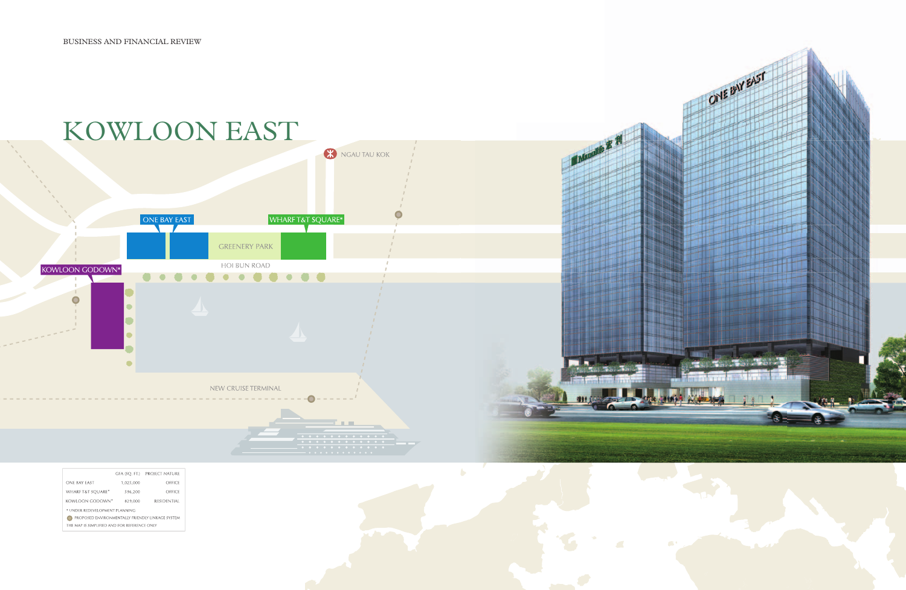# KOWLOON EAST

| | GFA (SQ. FT.) | PROJECT NATURE |
|---|---|---|
| ONE BAY EAST | 1,025,000 | OFFICE |
| WHARF T&T SQUARE* | 596,200 | OFFICE |
| KOWLOON GODOWN* | 829,000 | RESIDENTIAL |

\* UNDER REDEVELOPMENT PLANNING

PROPOSED ENVIRONMENTALLY FRIENDLY LINKAGE SYSTEM

THE MAP IS SIMPLIFIED AND FOR REFERENCE ONLY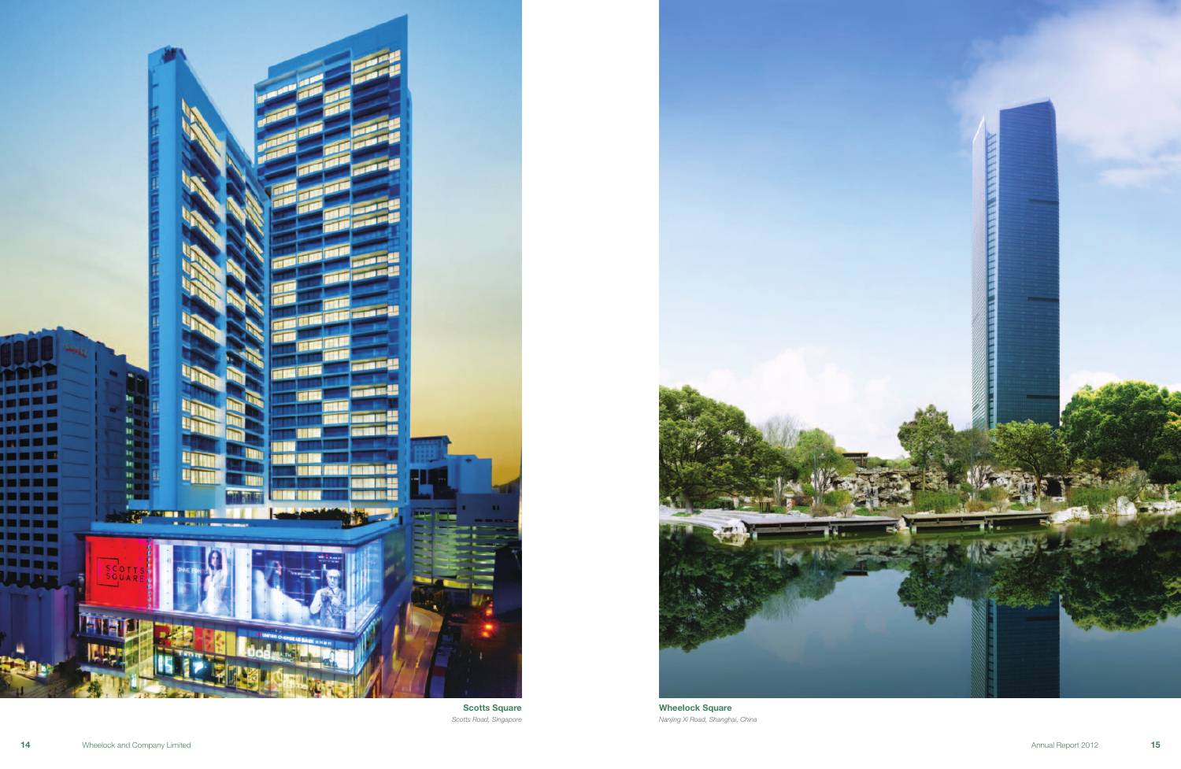**Scotts Square**

*Scotts Road, Singapore*

**Wheelock Square**

*Nanjing Xi Road, Shanghai, China*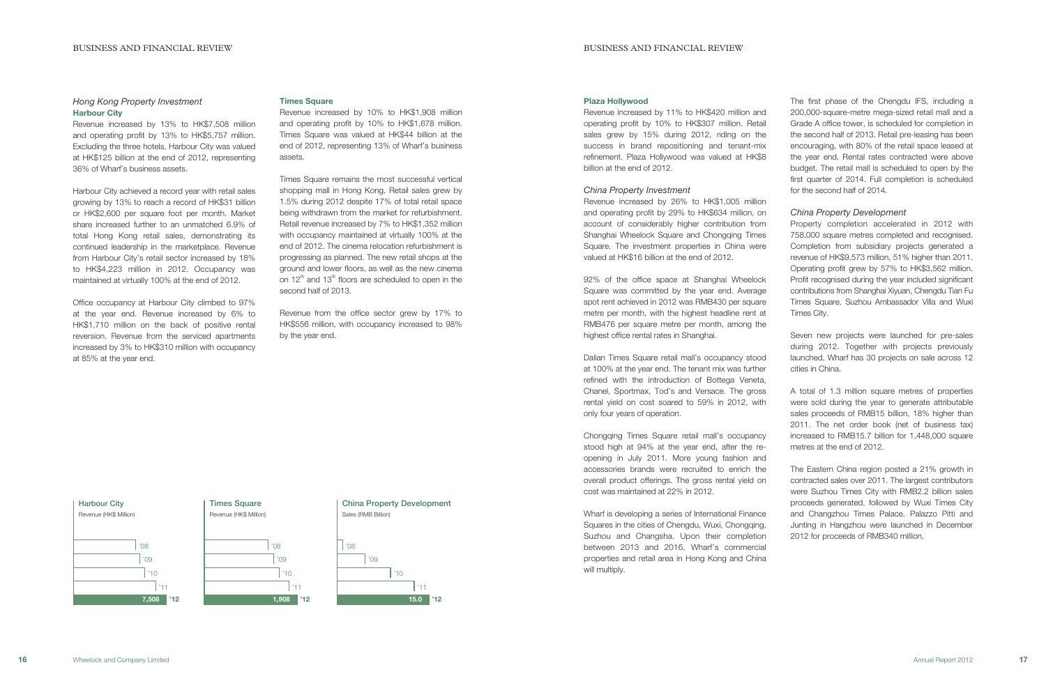*Hong Kong Property Investment*

**Harbour City**

Revenue increased by 13% to HK$7,508 million and operating profit by 13% to HK$5,757 million. Excluding the three hotels, Harbour City was valued at HK$125 billion at the end of 2012, representing 36% of Wharf's business assets.

Harbour City achieved a record year with retail sales growing by 13% to reach a record of HK$31 billion or HK$2,600 per square foot per month. Market share increased further to an unmatched 6.9% of total Hong Kong retail sales, demonstrating its continued leadership in the marketplace. Revenue from Harbour City's retail sector increased by 18% to HK$4,223 million in 2012. Occupancy was maintained at virtually 100% at the end of 2012.

Office occupancy at Harbour City climbed to 97% at the year end. Revenue increased by 6% to HK$1,710 million on the back of positive rental reversion. Revenue from the serviced apartments increased by 3% to HK$310 million with occupancy at 85% at the year end.

**Times Square**

Revenue increased by 10% to HK$1,908 million and operating profit by 10% to HK$1,678 million. Times Square was valued at HK$44 billion at the end of 2012, representing 13% of Wharf's business assets.

Times Square remains the most successful vertical shopping mall in Hong Kong. Retail sales grew by 1.5% during 2012 despite 17% of total retail space being withdrawn from the market for refurbishment. Retail revenue increased by 7% to HK$1,352 million with occupancy maintained at virtually 100% at the end of 2012. The cinema relocation refurbishment is progressing as planned. The new retail shops at the ground and lower floors, as well as the new cinema on 12th and 13th floors are scheduled to open in the second half of 2013.

Revenue from the office sector grew by 17% to HK$556 million, with occupancy increased to 98% by the year end.

**Harbour City**
Revenue (HK$ Million)

| Year | Revenue |
|---|---|
| '08 | |
| '09 | |
| '10 | |
| '11 | |
| '12 | 7,508 |

**Times Square**
Revenue (HK$ Million)

| Year | Revenue |
|---|---|
| '08 | |
| '09 | |
| '10 | |
| '11 | |
| '12 | 1,908 |

**China Property Development**
Sales (RMB Billion)

| Year | Sales |
|---|---|
| '08 | |
| '09 | |
| '10 | |
| '11 | |
| '12 | 15.0 |

**Plaza Hollywood**

Revenue increased by 11% to HK$420 million and operating profit by 10% to HK$307 million. Retail sales grew by 15% during 2012, riding on the success in brand repositioning and tenant-mix refinement. Plaza Hollywood was valued at HK$8 billion at the end of 2012.

*China Property Investment*

Revenue increased by 26% to HK$1,005 million and operating profit by 29% to HK$634 million, on account of considerably higher contribution from Shanghai Wheelock Square and Chongqing Times Square. The investment properties in China were valued at HK$16 billion at the end of 2012.

92% of the office space at Shanghai Wheelock Square was committed by the year end. Average spot rent achieved in 2012 was RMB430 per square metre per month, with the highest headline rent at RMB476 per square metre per month, among the highest office rental rates in Shanghai.

Dalian Times Square retail mall's occupancy stood at 100% at the year end. The tenant mix was further refined with the introduction of Bottega Veneta, Chanel, Sportmax, Tod's and Versace. The gross rental yield on cost soared to 59% in 2012, with only four years of operation.

Chongqing Times Square retail mall's occupancy stood high at 94% at the year end, after the re-opening in July 2011. More young fashion and accessories brands were recruited to enrich the overall product offerings. The gross rental yield on cost was maintained at 22% in 2012.

Wharf is developing a series of International Finance Squares in the cities of Chengdu, Wuxi, Chongqing, Suzhou and Changsha. Upon their completion between 2013 and 2016, Wharf's commercial properties and retail area in Hong Kong and China will multiply.

The first phase of the Chengdu IFS, including a 200,000-square-metre mega-sized retail mall and a Grade A office tower, is scheduled for completion in the second half of 2013. Retail pre-leasing has been encouraging, with 80% of the retail space leased at the year end. Rental rates contracted were above budget. The retail mall is scheduled to open by the first quarter of 2014. Full completion is scheduled for the second half of 2014.

*China Property Development*

Property completion accelerated in 2012 with 758,000 square metres completed and recognised. Completion from subsidiary projects generated a revenue of HK$9,573 million, 51% higher than 2011. Operating profit grew by 57% to HK$3,562 million. Profit recognised during the year included significant contributions from Shanghai Xiyuan, Chengdu Tian Fu Times Square, Suzhou Ambassador Villa and Wuxi Times City.

Seven new projects were launched for pre-sales during 2012. Together with projects previously launched, Wharf has 30 projects on sale across 12 cities in China.

A total of 1.3 million square metres of properties were sold during the year to generate attributable sales proceeds of RMB15 billion, 18% higher than 2011. The net order book (net of business tax) increased to RMB15.7 billion for 1,448,000 square metres at the end of 2012.

The Eastern China region posted a 21% growth in contracted sales over 2011. The largest contributors were Suzhou Times City with RMB2.2 billion sales proceeds generated, followed by Wuxi Times City and Changzhou Times Palace. Palazzo Pitti and Junting in Hangzhou were launched in December 2012 for proceeds of RMB340 million.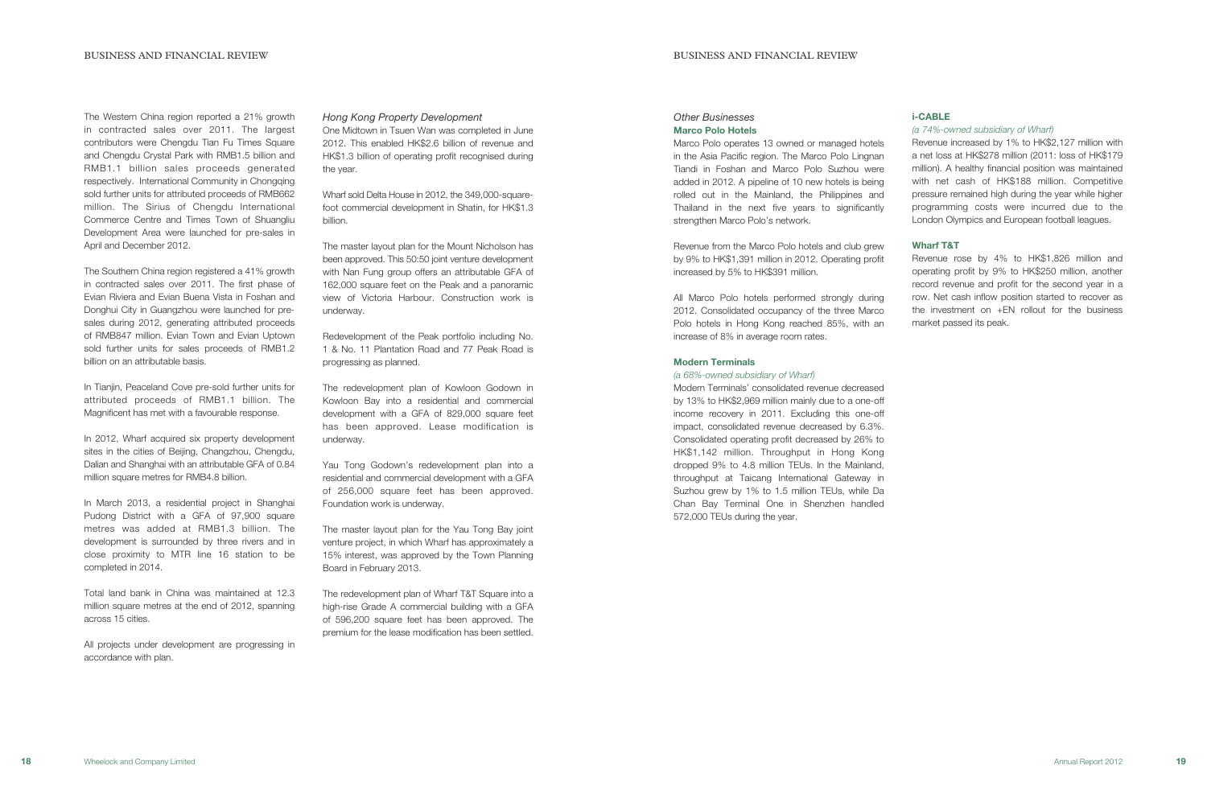The Western China region reported a 21% growth in contracted sales over 2011. The largest contributors were Chengdu Tian Fu Times Square and Chengdu Crystal Park with RMB1.5 billion and RMB1.1 billion sales proceeds generated respectively. International Community in Chongqing sold further units for attributed proceeds of RMB662 million. The Sirius of Chengdu International Commerce Centre and Times Town of Shuangliu Development Area were launched for pre-sales in April and December 2012.

The Southern China region registered a 41% growth in contracted sales over 2011. The first phase of Evian Riviera and Evian Buena Vista in Foshan and Donghui City in Guangzhou were launched for pre-sales during 2012, generating attributed proceeds of RMB847 million. Evian Town and Evian Uptown sold further units for sales proceeds of RMB1.2 billion on an attributable basis.

In Tianjin, Peaceland Cove pre-sold further units for attributed proceeds of RMB1.1 billion. The Magnificent has met with a favourable response.

In 2012, Wharf acquired six property development sites in the cities of Beijing, Changzhou, Chengdu, Dalian and Shanghai with an attributable GFA of 0.84 million square metres for RMB4.8 billion.

In March 2013, a residential project in Shanghai Pudong District with a GFA of 97,900 square metres was added at RMB1.3 billion. The development is surrounded by three rivers and in close proximity to MTR line 16 station to be completed in 2014.

Total land bank in China was maintained at 12.3 million square metres at the end of 2012, spanning across 15 cities.

All projects under development are progressing in accordance with plan.

*Hong Kong Property Development*

One Midtown in Tsuen Wan was completed in June 2012. This enabled HK$2.6 billion of revenue and HK$1.3 billion of operating profit recognised during the year.

Wharf sold Delta House in 2012, the 349,000-square-foot commercial development in Shatin, for HK$1.3 billion.

The master layout plan for the Mount Nicholson has been approved. This 50:50 joint venture development with Nan Fung group offers an attributable GFA of 162,000 square feet on the Peak and a panoramic view of Victoria Harbour. Construction work is underway.

Redevelopment of the Peak portfolio including No. 1 & No. 11 Plantation Road and 77 Peak Road is progressing as planned.

The redevelopment plan of Kowloon Godown in Kowloon Bay into a residential and commercial development with a GFA of 829,000 square feet has been approved. Lease modification is underway.

Yau Tong Godown's redevelopment plan into a residential and commercial development with a GFA of 256,000 square feet has been approved. Foundation work is underway.

The master layout plan for the Yau Tong Bay joint venture project, in which Wharf has approximately a 15% interest, was approved by the Town Planning Board in February 2013.

The redevelopment plan of Wharf T&T Square into a high-rise Grade A commercial building with a GFA of 596,200 square feet has been approved. The premium for the lease modification has been settled.

*Other Businesses*

**Marco Polo Hotels**

Marco Polo operates 13 owned or managed hotels in the Asia Pacific region. The Marco Polo Lingnan Tiandi in Foshan and Marco Polo Suzhou were added in 2012. A pipeline of 10 new hotels is being rolled out in the Mainland, the Philippines and Thailand in the next five years to significantly strengthen Marco Polo's network.

Revenue from the Marco Polo hotels and club grew by 9% to HK$1,391 million in 2012. Operating profit increased by 5% to HK$391 million.

All Marco Polo hotels performed strongly during 2012. Consolidated occupancy of the three Marco Polo hotels in Hong Kong reached 85%, with an increase of 8% in average room rates.

**Modern Terminals**

*(a 68%-owned subsidiary of Wharf)*

Modern Terminals' consolidated revenue decreased by 13% to HK$2,969 million mainly due to a one-off income recovery in 2011. Excluding this one-off impact, consolidated revenue decreased by 6.3%. Consolidated operating profit decreased by 26% to HK$1,142 million. Throughput in Hong Kong dropped 9% to 4.8 million TEUs. In the Mainland, throughput at Taicang International Gateway in Suzhou grew by 1% to 1.5 million TEUs, while Da Chan Bay Terminal One in Shenzhen handled 572,000 TEUs during the year.

**i-CABLE**

*(a 74%-owned subsidiary of Wharf)*

Revenue increased by 1% to HK$2,127 million with a net loss at HK$278 million (2011: loss of HK$179 million). A healthy financial position was maintained with net cash of HK$188 million. Competitive pressure remained high during the year while higher programming costs were incurred due to the London Olympics and European football leagues.

**Wharf T&T**

Revenue rose by 4% to HK$1,826 million and operating profit by 9% to HK$250 million, another record revenue and profit for the second year in a row. Net cash inflow position started to recover as the investment on +EN rollout for the business market passed its peak.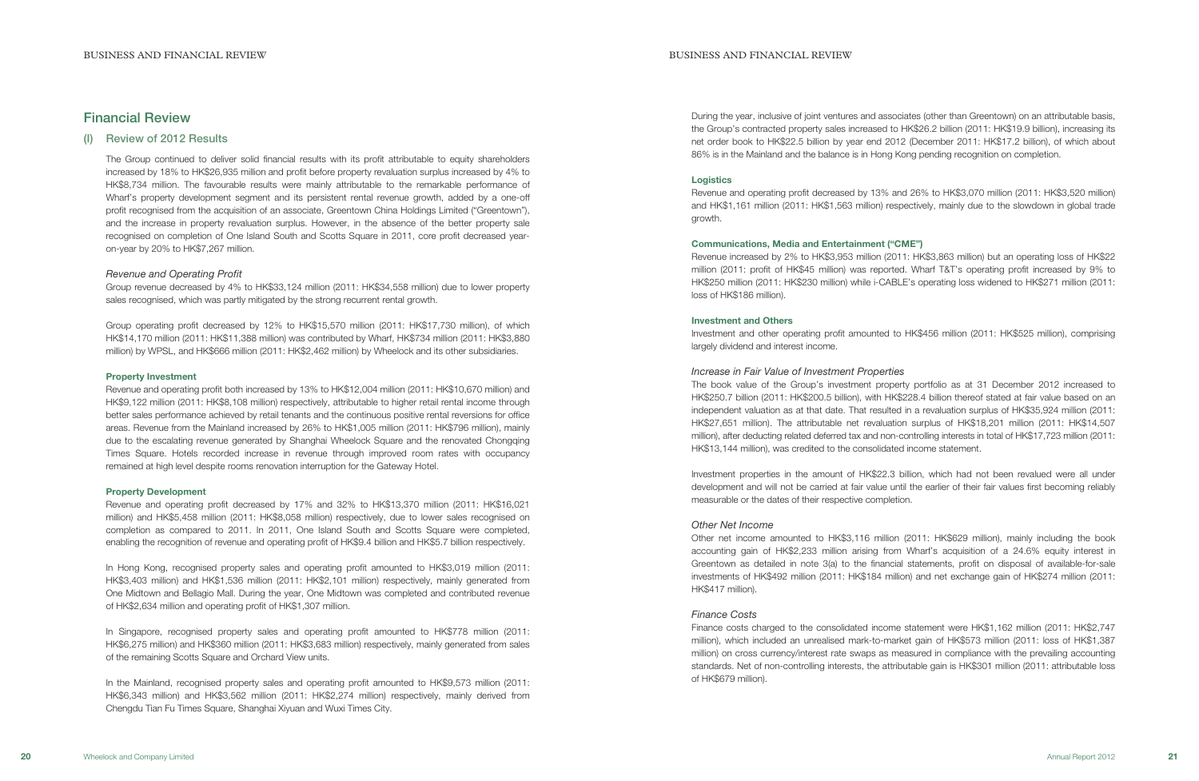## Financial Review

### (I) Review of 2012 Results

The Group continued to deliver solid financial results with its profit attributable to equity shareholders increased by 18% to HK$26,935 million and profit before property revaluation surplus increased by 4% to HK$8,734 million. The favourable results were mainly attributable to the remarkable performance of Wharf's property development segment and its persistent rental revenue growth, added by a one-off profit recognised from the acquisition of an associate, Greentown China Holdings Limited ("Greentown"), and the increase in property revaluation surplus. However, in the absence of the better property sale recognised on completion of One Island South and Scotts Square in 2011, core profit decreased year-on-year by 20% to HK$7,267 million.

#### *Revenue and Operating Profit*

Group revenue decreased by 4% to HK$33,124 million (2011: HK$34,558 million) due to lower property sales recognised, which was partly mitigated by the strong recurrent rental growth.

Group operating profit decreased by 12% to HK$15,570 million (2011: HK$17,730 million), of which HK$14,170 million (2011: HK$11,388 million) was contributed by Wharf, HK$734 million (2011: HK$3,880 million) by WPSL, and HK$666 million (2011: HK$2,462 million) by Wheelock and its other subsidiaries.

**Property Investment**

Revenue and operating profit both increased by 13% to HK$12,004 million (2011: HK$10,670 million) and HK$9,122 million (2011: HK$8,108 million) respectively, attributable to higher retail rental income through better sales performance achieved by retail tenants and the continuous positive rental reversions for office areas. Revenue from the Mainland increased by 26% to HK$1,005 million (2011: HK$796 million), mainly due to the escalating revenue generated by Shanghai Wheelock Square and the renovated Chongqing Times Square. Hotels recorded increase in revenue through improved room rates with occupancy remained at high level despite rooms renovation interruption for the Gateway Hotel.

**Property Development**

Revenue and operating profit decreased by 17% and 32% to HK$13,370 million (2011: HK$16,021 million) and HK$5,458 million (2011: HK$8,058 million) respectively, due to lower sales recognised on completion as compared to 2011. In 2011, One Island South and Scotts Square were completed, enabling the recognition of revenue and operating profit of HK$9.4 billion and HK$5.7 billion respectively.

In Hong Kong, recognised property sales and operating profit amounted to HK$3,019 million (2011: HK$3,403 million) and HK$1,536 million (2011: HK$2,101 million) respectively, mainly generated from One Midtown and Bellagio Mall. During the year, One Midtown was completed and contributed revenue of HK$2,634 million and operating profit of HK$1,307 million.

In Singapore, recognised property sales and operating profit amounted to HK$778 million (2011: HK$6,275 million) and HK$360 million (2011: HK$3,683 million) respectively, mainly generated from sales of the remaining Scotts Square and Orchard View units.

In the Mainland, recognised property sales and operating profit amounted to HK$9,573 million (2011: HK$6,343 million) and HK$3,562 million (2011: HK$2,274 million) respectively, mainly derived from Chengdu Tian Fu Times Square, Shanghai Xiyuan and Wuxi Times City.

During the year, inclusive of joint ventures and associates (other than Greentown) on an attributable basis, the Group's contracted property sales increased to HK$26.2 billion (2011: HK$19.9 billion), increasing its net order book to HK$22.5 billion by year end 2012 (December 2011: HK$17.2 billion), of which about 86% is in the Mainland and the balance is in Hong Kong pending recognition on completion.

**Logistics**

Revenue and operating profit decreased by 13% and 26% to HK$3,070 million (2011: HK$3,520 million) and HK$1,161 million (2011: HK$1,563 million) respectively, mainly due to the slowdown in global trade growth.

**Communications, Media and Entertainment ("CME")**

Revenue increased by 2% to HK$3,953 million (2011: HK$3,863 million) but an operating loss of HK$22 million (2011: profit of HK$45 million) was reported. Wharf T&T's operating profit increased by 9% to HK$250 million (2011: HK$230 million) while i-CABLE's operating loss widened to HK$271 million (2011: loss of HK$186 million).

**Investment and Others**

Investment and other operating profit amounted to HK$456 million (2011: HK$525 million), comprising largely dividend and interest income.

#### *Increase in Fair Value of Investment Properties*

The book value of the Group's investment property portfolio as at 31 December 2012 increased to HK$250.7 billion (2011: HK$200.5 billion), with HK$228.4 billion thereof stated at fair value based on an independent valuation as at that date. That resulted in a revaluation surplus of HK$35,924 million (2011: HK$27,651 million). The attributable net revaluation surplus of HK$18,201 million (2011: HK$14,507 million), after deducting related deferred tax and non-controlling interests in total of HK$17,723 million (2011: HK$13,144 million), was credited to the consolidated income statement.

Investment properties in the amount of HK$22.3 billion, which had not been revalued were all under development and will not be carried at fair value until the earlier of their fair values first becoming reliably measurable or the dates of their respective completion.

#### *Other Net Income*

Other net income amounted to HK$3,116 million (2011: HK$629 million), mainly including the book accounting gain of HK$2,233 million arising from Wharf's acquisition of a 24.6% equity interest in Greentown as detailed in note 3(a) to the financial statements, profit on disposal of available-for-sale investments of HK$492 million (2011: HK$184 million) and net exchange gain of HK$274 million (2011: HK$417 million).

#### *Finance Costs*

Finance costs charged to the consolidated income statement were HK$1,162 million (2011: HK$2,747 million), which included an unrealised mark-to-market gain of HK$573 million (2011: loss of HK$1,387 million) on cross currency/interest rate swaps as measured in compliance with the prevailing accounting standards. Net of non-controlling interests, the attributable gain is HK$301 million (2011: attributable loss of HK$679 million).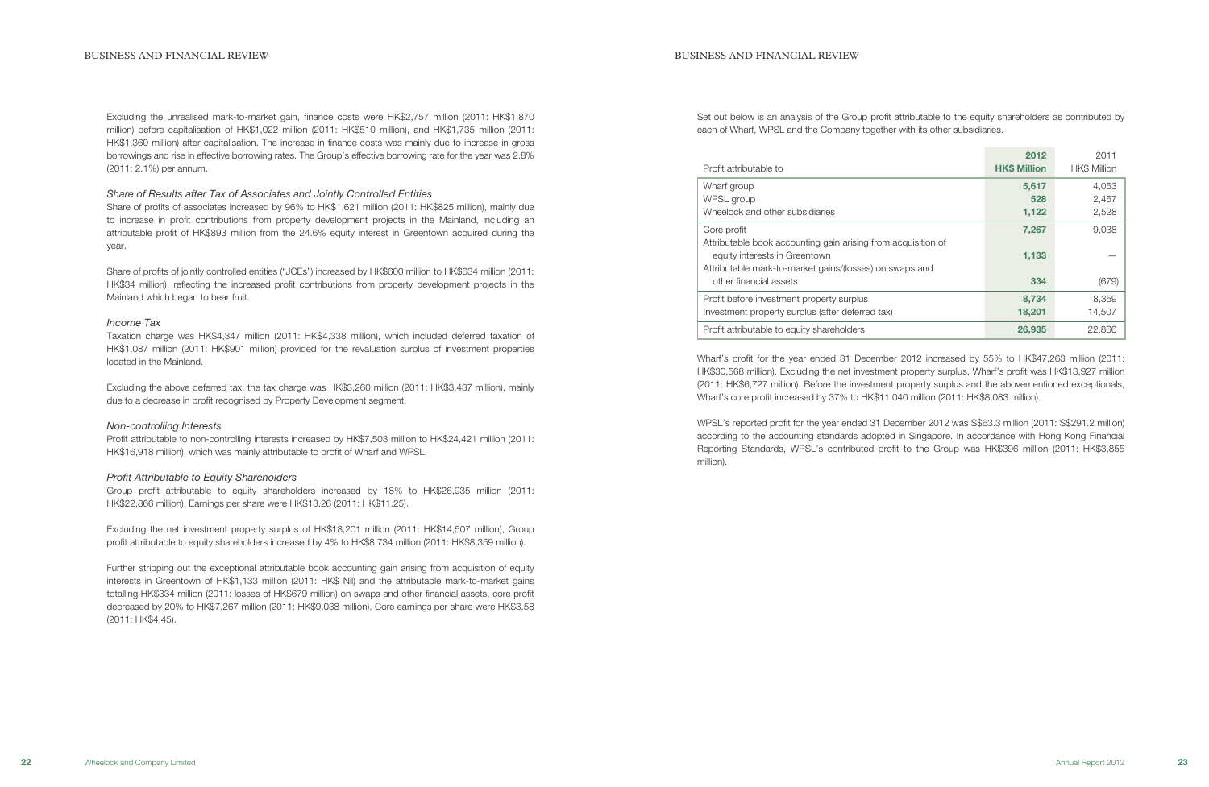Excluding the unrealised mark-to-market gain, finance costs were HK$2,757 million (2011: HK$1,870 million) before capitalisation of HK$1,022 million (2011: HK$510 million), and HK$1,735 million (2011: HK$1,360 million) after capitalisation. The increase in finance costs was mainly due to increase in gross borrowings and rise in effective borrowing rates. The Group's effective borrowing rate for the year was 2.8% (2011: 2.1%) per annum.

### *Share of Results after Tax of Associates and Jointly Controlled Entities*

Share of profits of associates increased by 96% to HK$1,621 million (2011: HK$825 million), mainly due to increase in profit contributions from property development projects in the Mainland, including an attributable profit of HK$893 million from the 24.6% equity interest in Greentown acquired during the year.

Share of profits of jointly controlled entities ("JCEs") increased by HK$600 million to HK$634 million (2011: HK$34 million), reflecting the increased profit contributions from property development projects in the Mainland which began to bear fruit.

### *Income Tax*

Taxation charge was HK$4,347 million (2011: HK$4,338 million), which included deferred taxation of HK$1,087 million (2011: HK$901 million) provided for the revaluation surplus of investment properties located in the Mainland.

Excluding the above deferred tax, the tax charge was HK$3,260 million (2011: HK$3,437 million), mainly due to a decrease in profit recognised by Property Development segment.

### *Non-controlling Interests*

Profit attributable to non-controlling interests increased by HK$7,503 million to HK$24,421 million (2011: HK$16,918 million), which was mainly attributable to profit of Wharf and WPSL.

### *Profit Attributable to Equity Shareholders*

Group profit attributable to equity shareholders increased by 18% to HK$26,935 million (2011: HK$22,866 million). Earnings per share were HK$13.26 (2011: HK$11.25).

Excluding the net investment property surplus of HK$18,201 million (2011: HK$14,507 million), Group profit attributable to equity shareholders increased by 4% to HK$8,734 million (2011: HK$8,359 million).

Further stripping out the exceptional attributable book accounting gain arising from acquisition of equity interests in Greentown of HK$1,133 million (2011: HK$ Nil) and the attributable mark-to-market gains totalling HK$334 million (2011: losses of HK$679 million) on swaps and other financial assets, core profit decreased by 20% to HK$7,267 million (2011: HK$9,038 million). Core earnings per share were HK$3.58 (2011: HK$4.45).

Set out below is an analysis of the Group profit attributable to the equity shareholders as contributed by each of Wharf, WPSL and the Company together with its other subsidiaries.

| Profit attributable to | 2012 HK$ Million | 2011 HK$ Million |
|---|---|---|
| Wharf group | **5,617** | 4,053 |
| WPSL group | **528** | 2,457 |
| Wheelock and other subsidiaries | **1,122** | 2,528 |
| Core profit | **7,267** | 9,038 |
| Attributable book accounting gain arising from acquisition of equity interests in Greentown | **1,133** | — |
| Attributable mark-to-market gains/(losses) on swaps and other financial assets | **334** | (679) |
| Profit before investment property surplus | **8,734** | 8,359 |
| Investment property surplus (after deferred tax) | **18,201** | 14,507 |
| Profit attributable to equity shareholders | **26,935** | 22,866 |

Wharf's profit for the year ended 31 December 2012 increased by 55% to HK$47,263 million (2011: HK$30,568 million). Excluding the net investment property surplus, Wharf's profit was HK$13,927 million (2011: HK$6,727 million). Before the investment property surplus and the abovementioned exceptionals, Wharf's core profit increased by 37% to HK$11,040 million (2011: HK$8,083 million).

WPSL's reported profit for the year ended 31 December 2012 was S$63.3 million (2011: S$291.2 million) according to the accounting standards adopted in Singapore. In accordance with Hong Kong Financial Reporting Standards, WPSL's contributed profit to the Group was HK$396 million (2011: HK$3,855 million).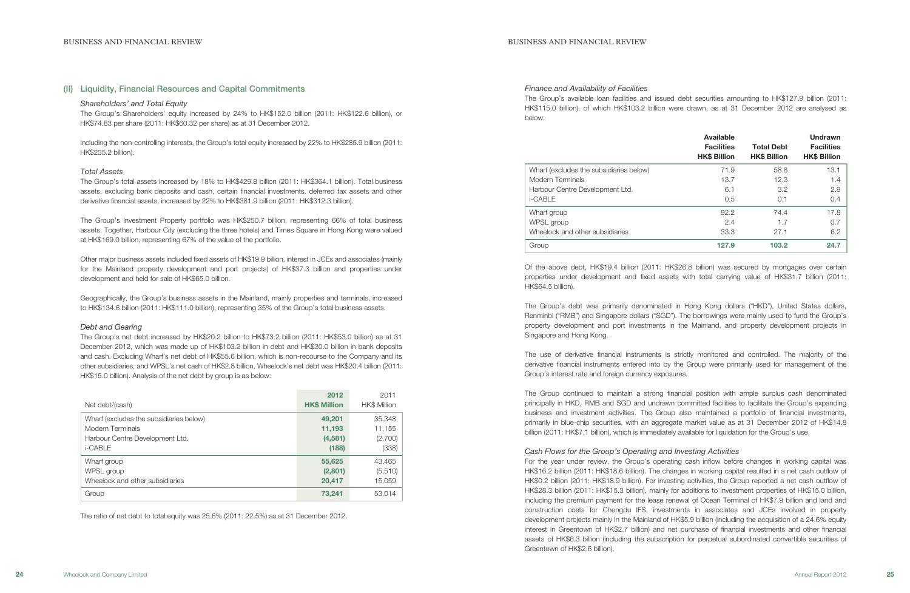## (II) Liquidity, Financial Resources and Capital Commitments

### *Shareholders' and Total Equity*

The Group's Shareholders' equity increased by 24% to HK$152.0 billion (2011: HK$122.6 billion), or HK$74.83 per share (2011: HK$60.32 per share) as at 31 December 2012.

Including the non-controlling interests, the Group's total equity increased by 22% to HK$285.9 billion (2011: HK$235.2 billion).

### *Total Assets*

The Group's total assets increased by 18% to HK$429.8 billion (2011: HK$364.1 billion). Total business assets, excluding bank deposits and cash, certain financial investments, deferred tax assets and other derivative financial assets, increased by 22% to HK$381.9 billion (2011: HK$312.3 billion).

The Group's Investment Property portfolio was HK$250.7 billion, representing 66% of total business assets. Together, Harbour City (excluding the three hotels) and Times Square in Hong Kong were valued at HK$169.0 billion, representing 67% of the value of the portfolio.

Other major business assets included fixed assets of HK$19.9 billion, interest in JCEs and associates (mainly for the Mainland property development and port projects) of HK$37.3 billion and properties under development and held for sale of HK$65.0 billion.

Geographically, the Group's business assets in the Mainland, mainly properties and terminals, increased to HK$134.6 billion (2011: HK$111.0 billion), representing 35% of the Group's total business assets.

### *Debt and Gearing*

The Group's net debt increased by HK$20.2 billion to HK$73.2 billion (2011: HK$53.0 billion) as at 31 December 2012, which was made up of HK$103.2 billion in debt and HK$30.0 billion in bank deposits and cash. Excluding Wharf's net debt of HK$55.6 billion, which is non-recourse to the Company and its other subsidiaries, and WPSL's net cash of HK$2.8 billion, Wheelock's net debt was HK$20.4 billion (2011: HK$15.0 billion). Analysis of the net debt by group is as below:

| Net debt/(cash) | **2012 HK$ Million** | 2011 HK$ Million |
|---|---|---|
| Wharf (excludes the subsidiaries below) | **49,201** | 35,348 |
| Modern Terminals | **11,193** | 11,155 |
| Harbour Centre Development Ltd. | **(4,581)** | (2,700) |
| i-CABLE | **(188)** | (338) |
| Wharf group | **55,625** | 43,465 |
| WPSL group | **(2,801)** | (5,510) |
| Wheelock and other subsidiaries | **20,417** | 15,059 |
| Group | **73,241** | 53,014 |

The ratio of net debt to total equity was 25.6% (2011: 22.5%) as at 31 December 2012.

### *Finance and Availability of Facilities*

The Group's available loan facilities and issued debt securities amounting to HK$127.9 billion (2011: HK$115.0 billion), of which HK$103.2 billion were drawn, as at 31 December 2012 are analysed as below:

| | Available Facilities HK$ Billion | Total Debt HK$ Billion | Undrawn Facilities HK$ Billion |
|---|---|---|---|
| Wharf (excludes the subsidiaries below) | 71.9 | 58.8 | 13.1 |
| Modern Terminals | 13.7 | 12.3 | 1.4 |
| Harbour Centre Development Ltd. | 6.1 | 3.2 | 2.9 |
| i-CABLE | 0.5 | 0.1 | 0.4 |
| Wharf group | 92.2 | 74.4 | 17.8 |
| WPSL group | 2.4 | 1.7 | 0.7 |
| Wheelock and other subsidiaries | 33.3 | 27.1 | 6.2 |
| Group | **127.9** | **103.2** | **24.7** |

Of the above debt, HK$19.4 billion (2011: HK$26.8 billion) was secured by mortgages over certain properties under development and fixed assets with total carrying value of HK$31.7 billion (2011: HK$64.5 billion).

The Group's debt was primarily denominated in Hong Kong dollars ("HKD"), United States dollars, Renminbi ("RMB") and Singapore dollars ("SGD"). The borrowings were mainly used to fund the Group's property development and port investments in the Mainland, and property development projects in Singapore and Hong Kong.

The use of derivative financial instruments is strictly monitored and controlled. The majority of the derivative financial instruments entered into by the Group were primarily used for management of the Group's interest rate and foreign currency exposures.

The Group continued to maintain a strong financial position with ample surplus cash denominated principally in HKD, RMB and SGD and undrawn committed facilities to facilitate the Group's expanding business and investment activities. The Group also maintained a portfolio of financial investments, primarily in blue-chip securities, with an aggregate market value as at 31 December 2012 of HK$14.8 billion (2011: HK$7.1 billion), which is immediately available for liquidation for the Group's use.

### *Cash Flows for the Group's Operating and Investing Activities*

For the year under review, the Group's operating cash inflow before changes in working capital was HK$16.2 billion (2011: HK$18.6 billion). The changes in working capital resulted in a net cash outflow of HK$0.2 billion (2011: HK$18.9 billion). For investing activities, the Group reported a net cash outflow of HK$28.3 billion (2011: HK$15.3 billion), mainly for additions to investment properties of HK$15.0 billion, including the premium payment for the lease renewal of Ocean Terminal of HK$7.9 billion and land and construction costs for Chengdu IFS, investments in associates and JCEs involved in property development projects mainly in the Mainland of HK$5.9 billion (including the acquisition of a 24.6% equity interest in Greentown of HK$2.7 billion) and net purchase of financial investments and other financial assets of HK$6.3 billion (including the subscription for perpetual subordinated convertible securities of Greentown of HK$2.6 billion).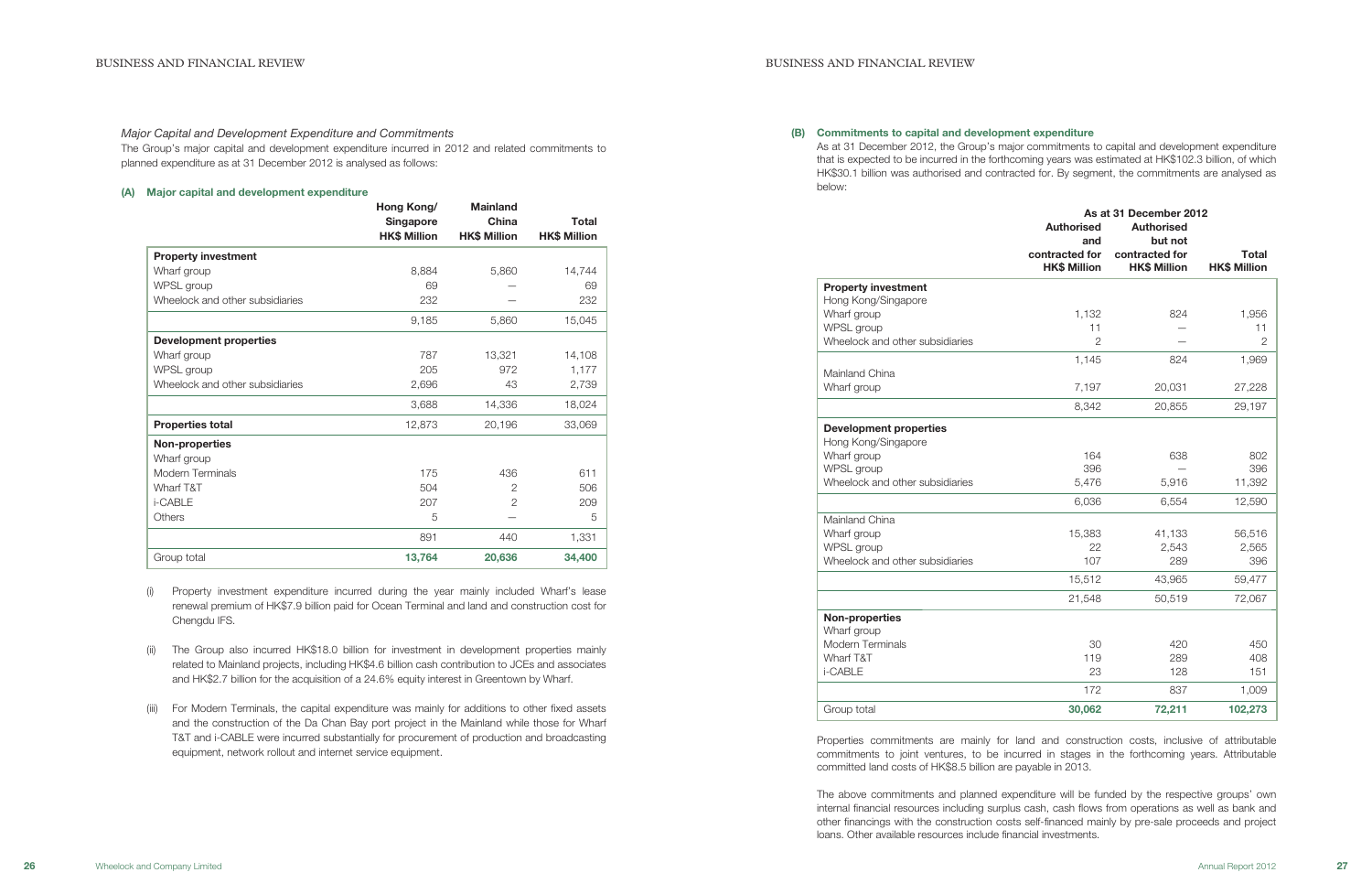### *Major Capital and Development Expenditure and Commitments*

The Group's major capital and development expenditure incurred in 2012 and related commitments to planned expenditure as at 31 December 2012 is analysed as follows:

#### (A) Major capital and development expenditure

| | Hong Kong/ Singapore HK$ Million | Mainland China HK$ Million | Total HK$ Million |
|---|---|---|---|
| **Property investment** | | | |
| Wharf group | 8,884 | 5,860 | 14,744 |
| WPSL group | 69 | — | 69 |
| Wheelock and other subsidiaries | 232 | — | 232 |
| | 9,185 | 5,860 | 15,045 |
| **Development properties** | | | |
| Wharf group | 787 | 13,321 | 14,108 |
| WPSL group | 205 | 972 | 1,177 |
| Wheelock and other subsidiaries | 2,696 | 43 | 2,739 |
| | 3,688 | 14,336 | 18,024 |
| **Properties total** | 12,873 | 20,196 | 33,069 |
| **Non-properties** | | | |
| Wharf group | | | |
| Modern Terminals | 175 | 436 | 611 |
| Wharf T&T | 504 | 2 | 506 |
| i-CABLE | 207 | 2 | 209 |
| Others | 5 | — | 5 |
| | 891 | 440 | 1,331 |
| Group total | **13,764** | **20,636** | **34,400** |

(i) Property investment expenditure incurred during the year mainly included Wharf's lease renewal premium of HK$7.9 billion paid for Ocean Terminal and land and construction cost for Chengdu IFS.

(ii) The Group also incurred HK$18.0 billion for investment in development properties mainly related to Mainland projects, including HK$4.6 billion cash contribution to JCEs and associates and HK$2.7 billion for the acquisition of a 24.6% equity interest in Greentown by Wharf.

(iii) For Modern Terminals, the capital expenditure was mainly for additions to other fixed assets and the construction of the Da Chan Bay port project in the Mainland while those for Wharf T&T and i-CABLE were incurred substantially for procurement of production and broadcasting equipment, network rollout and internet service equipment.

#### (B) Commitments to capital and development expenditure

As at 31 December 2012, the Group's major commitments to capital and development expenditure that is expected to be incurred in the forthcoming years was estimated at HK$102.3 billion, of which HK$30.1 billion was authorised and contracted for. By segment, the commitments are analysed as below:

| | As at 31 December 2012 | | |
|---|---|---|---|
| | Authorised and contracted for HK$ Million | Authorised but not contracted for HK$ Million | Total HK$ Million |
| **Property investment** | | | |
| Hong Kong/Singapore | | | |
| Wharf group | 1,132 | 824 | 1,956 |
| WPSL group | 11 | — | 11 |
| Wheelock and other subsidiaries | 2 | — | 2 |
| | 1,145 | 824 | 1,969 |
| Mainland China | | | |
| Wharf group | 7,197 | 20,031 | 27,228 |
| | 8,342 | 20,855 | 29,197 |
| **Development properties** | | | |
| Hong Kong/Singapore | | | |
| Wharf group | 164 | 638 | 802 |
| WPSL group | 396 | — | 396 |
| Wheelock and other subsidiaries | 5,476 | 5,916 | 11,392 |
| | 6,036 | 6,554 | 12,590 |
| Mainland China | | | |
| Wharf group | 15,383 | 41,133 | 56,516 |
| WPSL group | 22 | 2,543 | 2,565 |
| Wheelock and other subsidiaries | 107 | 289 | 396 |
| | 15,512 | 43,965 | 59,477 |
| | 21,548 | 50,519 | 72,067 |
| **Non-properties** | | | |
| Wharf group | | | |
| Modern Terminals | 30 | 420 | 450 |
| Wharf T&T | 119 | 289 | 408 |
| i-CABLE | 23 | 128 | 151 |
| | 172 | 837 | 1,009 |
| Group total | **30,062** | **72,211** | **102,273** |

Properties commitments are mainly for land and construction costs, inclusive of attributable commitments to joint ventures, to be incurred in stages in the forthcoming years. Attributable committed land costs of HK$8.5 billion are payable in 2013.

The above commitments and planned expenditure will be funded by the respective groups' own internal financial resources including surplus cash, cash flows from operations as well as bank and other financings with the construction costs self-financed mainly by pre-sale proceeds and project loans. Other available resources include financial investments.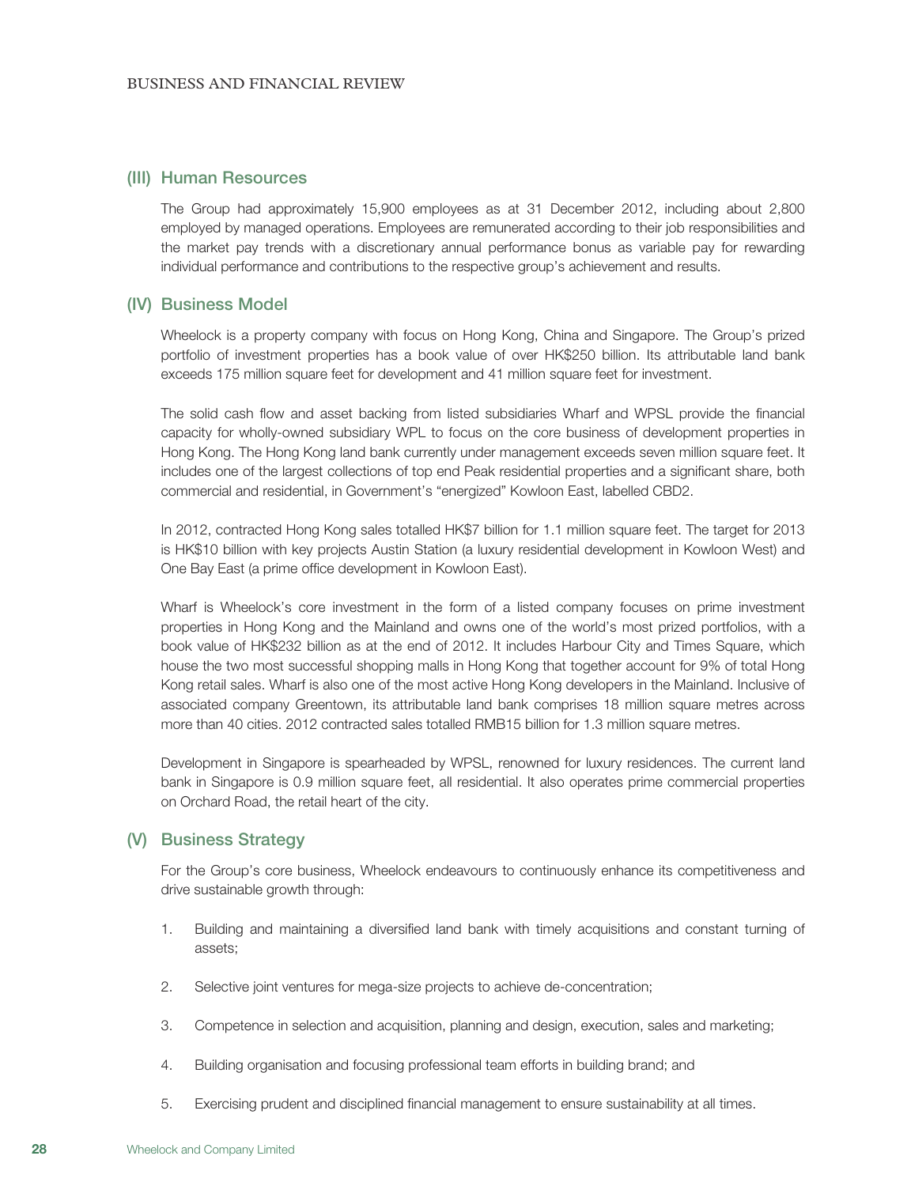## (III) Human Resources

The Group had approximately 15,900 employees as at 31 December 2012, including about 2,800 employed by managed operations. Employees are remunerated according to their job responsibilities and the market pay trends with a discretionary annual performance bonus as variable pay for rewarding individual performance and contributions to the respective group's achievement and results.

## (IV) Business Model

Wheelock is a property company with focus on Hong Kong, China and Singapore. The Group's prized portfolio of investment properties has a book value of over HK$250 billion. Its attributable land bank exceeds 175 million square feet for development and 41 million square feet for investment.

The solid cash flow and asset backing from listed subsidiaries Wharf and WPSL provide the financial capacity for wholly-owned subsidiary WPL to focus on the core business of development properties in Hong Kong. The Hong Kong land bank currently under management exceeds seven million square feet. It includes one of the largest collections of top end Peak residential properties and a significant share, both commercial and residential, in Government's "energized" Kowloon East, labelled CBD2.

In 2012, contracted Hong Kong sales totalled HK$7 billion for 1.1 million square feet. The target for 2013 is HK$10 billion with key projects Austin Station (a luxury residential development in Kowloon West) and One Bay East (a prime office development in Kowloon East).

Wharf is Wheelock's core investment in the form of a listed company focuses on prime investment properties in Hong Kong and the Mainland and owns one of the world's most prized portfolios, with a book value of HK$232 billion as at the end of 2012. It includes Harbour City and Times Square, which house the two most successful shopping malls in Hong Kong that together account for 9% of total Hong Kong retail sales. Wharf is also one of the most active Hong Kong developers in the Mainland. Inclusive of associated company Greentown, its attributable land bank comprises 18 million square metres across more than 40 cities. 2012 contracted sales totalled RMB15 billion for 1.3 million square metres.

Development in Singapore is spearheaded by WPSL, renowned for luxury residences. The current land bank in Singapore is 0.9 million square feet, all residential. It also operates prime commercial properties on Orchard Road, the retail heart of the city.

## (V) Business Strategy

For the Group's core business, Wheelock endeavours to continuously enhance its competitiveness and drive sustainable growth through:

1. Building and maintaining a diversified land bank with timely acquisitions and constant turning of assets;
2. Selective joint ventures for mega-size projects to achieve de-concentration;
3. Competence in selection and acquisition, planning and design, execution, sales and marketing;
4. Building organisation and focusing professional team efforts in building brand; and
5. Exercising prudent and disciplined financial management to ensure sustainability at all times.